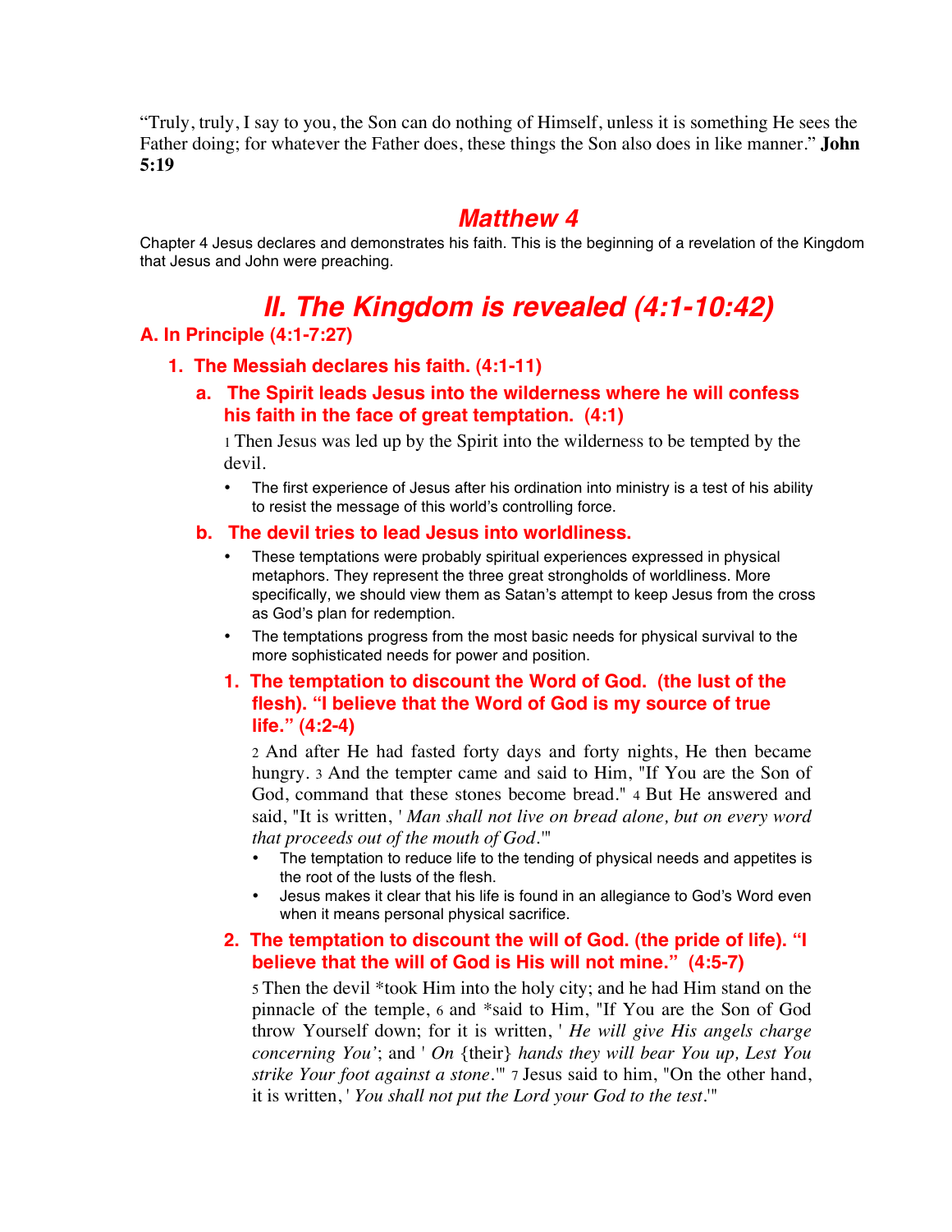"Truly, truly, I say to you, the Son can do nothing of Himself, unless it is something He sees the Father doing; for whatever the Father does, these things the Son also does in like manner." **John 5:19**

# *Matthew 4*

Chapter 4 Jesus declares and demonstrates his faith. This is the beginning of a revelation of the Kingdom that Jesus and John were preaching.

# *II. The Kingdom is revealed (4:1-10:42)*

## A. In Principle (4:1-7:27)

### 1. The Messiah declares his faith. (4:1-11)

#### a. The Spirit leads Jesus into the wilderness where he will confess his faith in the face of great temptation. (4:1)

1 Then Jesus was led up by the Spirit into the wilderness to be tempted by the devil.

- The first experience of Jesus after his ordination into ministry is a test of his ability to resist the message of this world's controlling force.

#### b. The devil tries to lead Jesus into worldliness.

- These temptations were probably spiritual experiences expressed in physical metaphors. They represent the three great strongholds of worldliness. More specifically, we should view them as Satan's attempt to keep Jesus from the cross as God's plan for redemption.
- The temptations progress from the most basic needs for physical survival to the more sophisticated needs for power and position.

##### 1. The temptation to discount the Word of God. (the lust of the flesh). "I believe that the Word of God is my source of true life." (4:2-4)

2 And after He had fasted forty days and forty nights, He then became hungry. 3 And the tempter came and said to Him, "If You are the Son of God, command that these stones become bread." 4 But He answered and said, "It is written, '*Man shall not live on bread alone, but on every word that proceeds out of the mouth of God*.'"

- The temptation to reduce life to the tending of physical needs and appetites is the root of the lusts of the flesh.
- Jesus makes it clear that his life is found in an allegiance to God's Word even when it means personal physical sacrifice.

##### 2. The temptation to discount the will of God. (the pride of life). "I believe that the will of God is His will not mine." (4:5-7)

5 Then the devil *took Him into the holy city; and he had Him stand on the pinnacle of the temple, 6 and *said to Him, "If You are the Son of God throw Yourself down; for it is written, '*He will give His angels charge concerning You*'; and '*On* {their} *hands they will bear You up, Lest You strike Your foot against a stone*.'" 7 Jesus said to him, "On the other hand, it is written, '*You shall not put the Lord your God to the test*.'"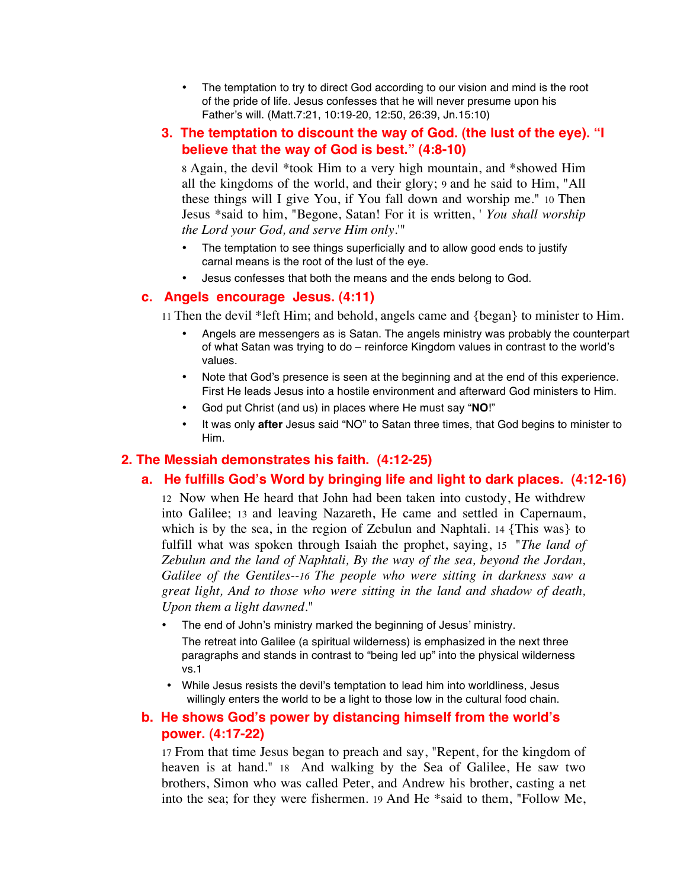- The temptation to try to direct God according to our vision and mind is the root of the pride of life. Jesus confesses that he will never presume upon his Father's will. (Matt.7:21, 10:19-20, 12:50, 26:39, Jn.15:10)

### 3. The temptation to discount the way of God. (the lust of the eye). "I believe that the way of God is best." (4:8-10)

8 Again, the devil *took Him to a very high mountain, and *showed Him all the kingdoms of the world, and their glory; 9 and he said to Him, "All these things will I give You, if You fall down and worship me." 10 Then Jesus *said to him, "Begone, Satan! For it is written, ' *You shall worship the Lord your God, and serve Him only*.'"

- The temptation to see things superficially and to allow good ends to justify carnal means is the root of the lust of the eye.
- Jesus confesses that both the means and the ends belong to God.

### c. Angels encourage Jesus. (4:11)

11 Then the devil *left Him; and behold, angels came and {began} to minister to Him.

- Angels are messengers as is Satan. The angels ministry was probably the counterpart of what Satan was trying to do – reinforce Kingdom values in contrast to the world's values.
- Note that God's presence is seen at the beginning and at the end of this experience. First He leads Jesus into a hostile environment and afterward God ministers to Him.
- God put Christ (and us) in places where He must say "**NO**!"
- It was only **after** Jesus said "NO" to Satan three times, that God begins to minister to Him.

## 2. The Messiah demonstrates his faith. (4:12-25)

### a. He fulfills God's Word by bringing life and light to dark places. (4:12-16)

12 Now when He heard that John had been taken into custody, He withdrew into Galilee; 13 and leaving Nazareth, He came and settled in Capernaum, which is by the sea, in the region of Zebulun and Naphtali. 14 {This was} to fulfill what was spoken through Isaiah the prophet, saying, 15 "*The land of Zebulun and the land of Naphtali, By the way of the sea, beyond the Jordan, Galilee of the Gentiles--16 The people who were sitting in darkness saw a great light, And to those who were sitting in the land and shadow of death, Upon them a light dawned*."

- The end of John's ministry marked the beginning of Jesus' ministry.
  The retreat into Galilee (a spiritual wilderness) is emphasized in the next three paragraphs and stands in contrast to "being led up" into the physical wilderness vs.1
- While Jesus resists the devil's temptation to lead him into worldliness, Jesus willingly enters the world to be a light to those low in the cultural food chain.

### b. He shows God's power by distancing himself from the world's power. (4:17-22)

17 From that time Jesus began to preach and say, "Repent, for the kingdom of heaven is at hand." 18 And walking by the Sea of Galilee, He saw two brothers, Simon who was called Peter, and Andrew his brother, casting a net into the sea; for they were fishermen. 19 And He *said to them, "Follow Me,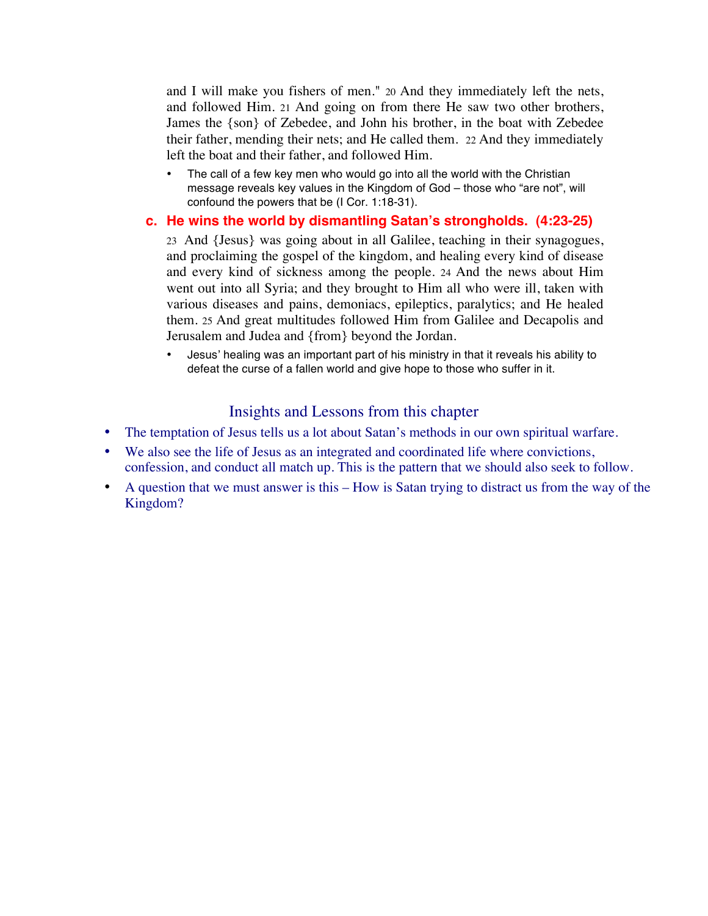and I will make you fishers of men." 20 And they immediately left the nets, and followed Him. 21 And going on from there He saw two other brothers, James the {son} of Zebedee, and John his brother, in the boat with Zebedee their father, mending their nets; and He called them. 22 And they immediately left the boat and their father, and followed Him.

- The call of a few key men who would go into all the world with the Christian message reveals key values in the Kingdom of God – those who "are not", will confound the powers that be (I Cor. 1:18-31).

### c. He wins the world by dismantling Satan's strongholds. (4:23-25)

23 And {Jesus} was going about in all Galilee, teaching in their synagogues, and proclaiming the gospel of the kingdom, and healing every kind of disease and every kind of sickness among the people. 24 And the news about Him went out into all Syria; and they brought to Him all who were ill, taken with various diseases and pains, demoniacs, epileptics, paralytics; and He healed them. 25 And great multitudes followed Him from Galilee and Decapolis and Jerusalem and Judea and {from} beyond the Jordan.

- Jesus' healing was an important part of his ministry in that it reveals his ability to defeat the curse of a fallen world and give hope to those who suffer in it.

## Insights and Lessons from this chapter

- The temptation of Jesus tells us a lot about Satan's methods in our own spiritual warfare.
- We also see the life of Jesus as an integrated and coordinated life where convictions, confession, and conduct all match up. This is the pattern that we should also seek to follow.
- A question that we must answer is this – How is Satan trying to distract us from the way of the Kingdom?